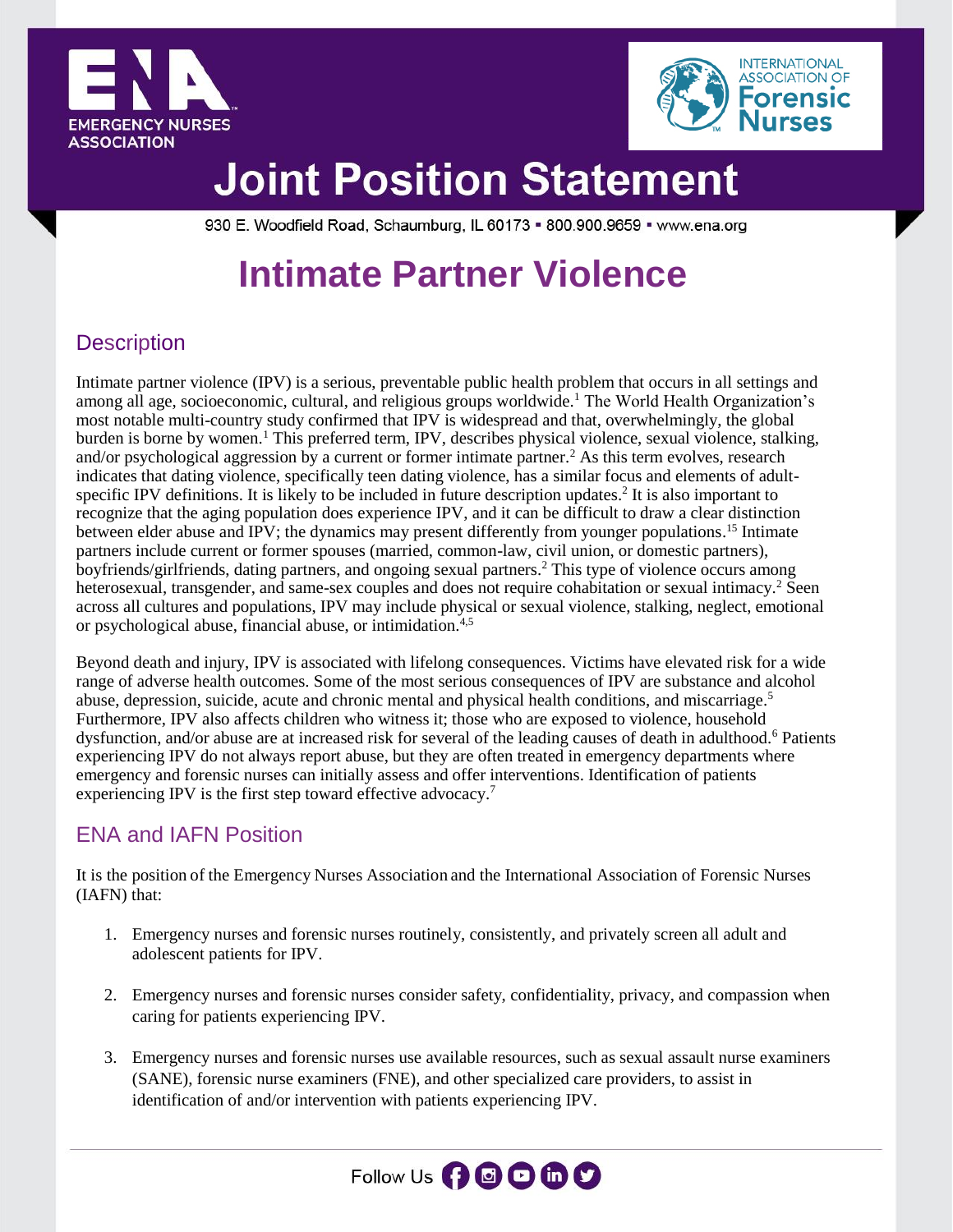# Joint Position Statement

930 E. Woodfield Road, Schaumburg, IL 60173 ▪ 800.900.9659 ▪ www.ena.org

# Intimate Partner Violence

## Description

Intimate partner violence (IPV) is a serious, preventable public health problem that occurs in all settings and among all age, socioeconomic, cultural, and religious groups worldwide.[1] The World Health Organization's most notable multi-country study confirmed that IPV is widespread and that, overwhelmingly, the global burden is borne by women.[1] This preferred term, IPV, describes physical violence, sexual violence, stalking, and/or psychological aggression by a current or former intimate partner.[2] As this term evolves, research indicates that dating violence, specifically teen dating violence, has a similar focus and elements of adult-specific IPV definitions. It is likely to be included in future description updates.[2] It is also important to recognize that the aging population does experience IPV, and it can be difficult to draw a clear distinction between elder abuse and IPV; the dynamics may present differently from younger populations.[15] Intimate partners include current or former spouses (married, common-law, civil union, or domestic partners), boyfriends/girlfriends, dating partners, and ongoing sexual partners.[2] This type of violence occurs among heterosexual, transgender, and same-sex couples and does not require cohabitation or sexual intimacy.[2] Seen across all cultures and populations, IPV may include physical or sexual violence, stalking, neglect, emotional or psychological abuse, financial abuse, or intimidation.[4,5]

Beyond death and injury, IPV is associated with lifelong consequences. Victims have elevated risk for a wide range of adverse health outcomes. Some of the most serious consequences of IPV are substance and alcohol abuse, depression, suicide, acute and chronic mental and physical health conditions, and miscarriage.[5] Furthermore, IPV also affects children who witness it; those who are exposed to violence, household dysfunction, and/or abuse are at increased risk for several of the leading causes of death in adulthood.[6] Patients experiencing IPV do not always report abuse, but they are often treated in emergency departments where emergency and forensic nurses can initially assess and offer interventions. Identification of patients experiencing IPV is the first step toward effective advocacy.[7]

## ENA and IAFN Position

It is the position of the Emergency Nurses Association and the International Association of Forensic Nurses (IAFN) that:

1. Emergency nurses and forensic nurses routinely, consistently, and privately screen all adult and adolescent patients for IPV.
2. Emergency nurses and forensic nurses consider safety, confidentiality, privacy, and compassion when caring for patients experiencing IPV.
3. Emergency nurses and forensic nurses use available resources, such as sexual assault nurse examiners (SANE), forensic nurse examiners (FNE), and other specialized care providers, to assist in identification of and/or intervention with patients experiencing IPV.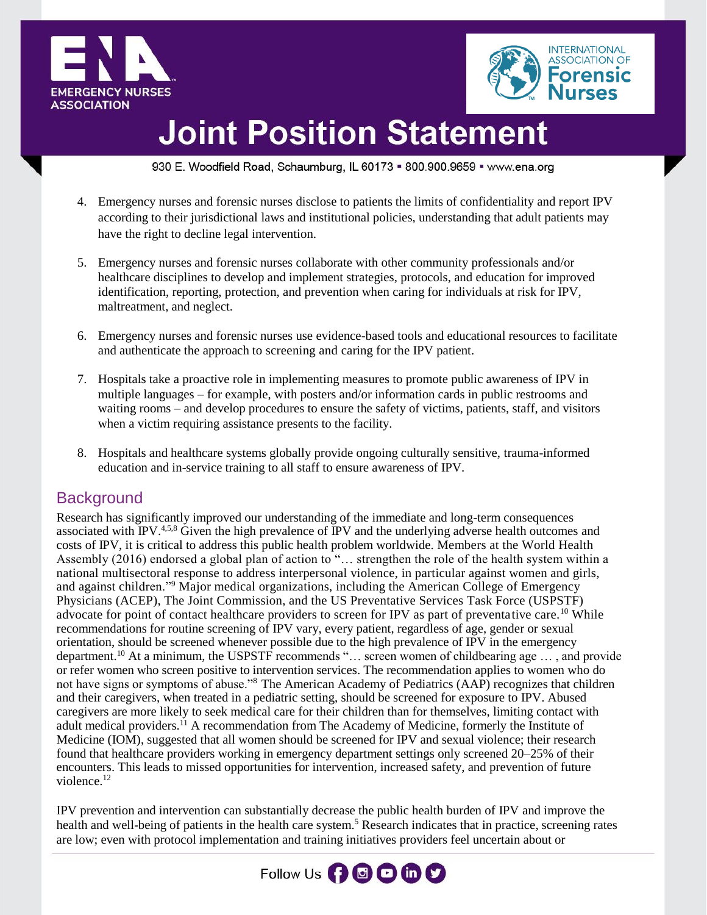4. Emergency nurses and forensic nurses disclose to patients the limits of confidentiality and report IPV according to their jurisdictional laws and institutional policies, understanding that adult patients may have the right to decline legal intervention.

5. Emergency nurses and forensic nurses collaborate with other community professionals and/or healthcare disciplines to develop and implement strategies, protocols, and education for improved identification, reporting, protection, and prevention when caring for individuals at risk for IPV, maltreatment, and neglect.

6. Emergency nurses and forensic nurses use evidence-based tools and educational resources to facilitate and authenticate the approach to screening and caring for the IPV patient.

7. Hospitals take a proactive role in implementing measures to promote public awareness of IPV in multiple languages – for example, with posters and/or information cards in public restrooms and waiting rooms – and develop procedures to ensure the safety of victims, patients, staff, and visitors when a victim requiring assistance presents to the facility.

8. Hospitals and healthcare systems globally provide ongoing culturally sensitive, trauma-informed education and in-service training to all staff to ensure awareness of IPV.

## Background

Research has significantly improved our understanding of the immediate and long-term consequences associated with IPV.[4,5,8] Given the high prevalence of IPV and the underlying adverse health outcomes and costs of IPV, it is critical to address this public health problem worldwide. Members at the World Health Assembly (2016) endorsed a global plan of action to "… strengthen the role of the health system within a national multisectoral response to address interpersonal violence, in particular against women and girls, and against children."[9] Major medical organizations, including the American College of Emergency Physicians (ACEP), The Joint Commission, and the US Preventative Services Task Force (USPSTF) advocate for point of contact healthcare providers to screen for IPV as part of preventative care.[10] While recommendations for routine screening of IPV vary, every patient, regardless of age, gender or sexual orientation, should be screened whenever possible due to the high prevalence of IPV in the emergency department.[10] At a minimum, the USPSTF recommends "… screen women of childbearing age … , and provide or refer women who screen positive to intervention services. The recommendation applies to women who do not have signs or symptoms of abuse."[8] The American Academy of Pediatrics (AAP) recognizes that children and their caregivers, when treated in a pediatric setting, should be screened for exposure to IPV. Abused caregivers are more likely to seek medical care for their children than for themselves, limiting contact with adult medical providers.[11] A recommendation from The Academy of Medicine, formerly the Institute of Medicine (IOM), suggested that all women should be screened for IPV and sexual violence; their research found that healthcare providers working in emergency department settings only screened 20–25% of their encounters. This leads to missed opportunities for intervention, increased safety, and prevention of future violence.[12]

IPV prevention and intervention can substantially decrease the public health burden of IPV and improve the health and well-being of patients in the health care system.[5] Research indicates that in practice, screening rates are low; even with protocol implementation and training initiatives providers feel uncertain about or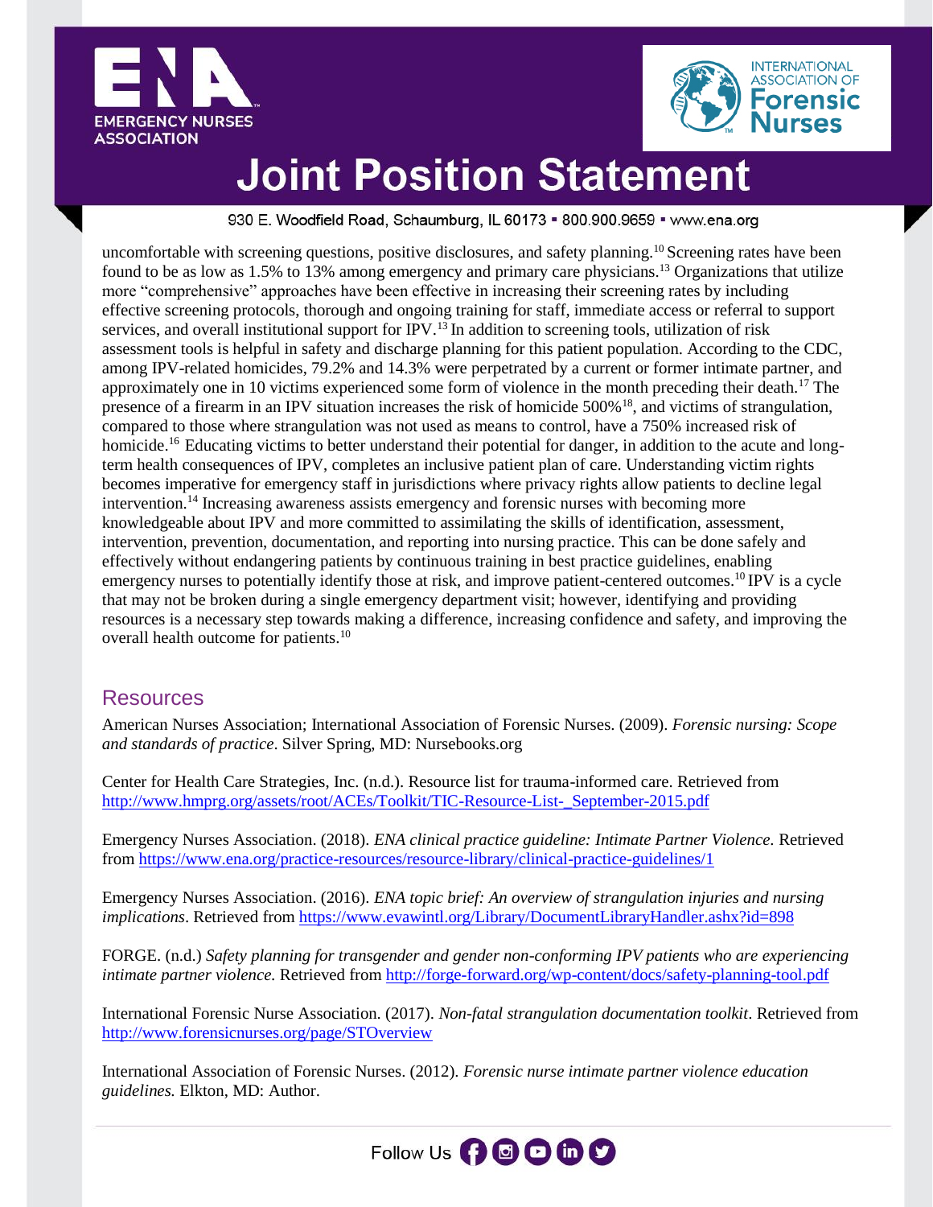uncomfortable with screening questions, positive disclosures, and safety planning.[10] Screening rates have been found to be as low as 1.5% to 13% among emergency and primary care physicians.[13] Organizations that utilize more "comprehensive" approaches have been effective in increasing their screening rates by including effective screening protocols, thorough and ongoing training for staff, immediate access or referral to support services, and overall institutional support for IPV.[13] In addition to screening tools, utilization of risk assessment tools is helpful in safety and discharge planning for this patient population. According to the CDC, among IPV-related homicides, 79.2% and 14.3% were perpetrated by a current or former intimate partner, and approximately one in 10 victims experienced some form of violence in the month preceding their death.[17] The presence of a firearm in an IPV situation increases the risk of homicide 500%[18], and victims of strangulation, compared to those where strangulation was not used as means to control, have a 750% increased risk of homicide.[16] Educating victims to better understand their potential for danger, in addition to the acute and long-term health consequences of IPV, completes an inclusive patient plan of care. Understanding victim rights becomes imperative for emergency staff in jurisdictions where privacy rights allow patients to decline legal intervention.[14] Increasing awareness assists emergency and forensic nurses with becoming more knowledgeable about IPV and more committed to assimilating the skills of identification, assessment, intervention, prevention, documentation, and reporting into nursing practice. This can be done safely and effectively without endangering patients by continuous training in best practice guidelines, enabling emergency nurses to potentially identify those at risk, and improve patient-centered outcomes.[10] IPV is a cycle that may not be broken during a single emergency department visit; however, identifying and providing resources is a necessary step towards making a difference, increasing confidence and safety, and improving the overall health outcome for patients.[10]

## Resources

American Nurses Association; International Association of Forensic Nurses. (2009). *Forensic nursing: Scope and standards of practice*. Silver Spring, MD: Nursebooks.org

Center for Health Care Strategies, Inc. (n.d.). Resource list for trauma-informed care. Retrieved from http://www.hmprg.org/assets/root/ACEs/Toolkit/TIC-Resource-List-_September-2015.pdf

Emergency Nurses Association. (2018). *ENA clinical practice guideline: Intimate Partner Violence.* Retrieved from https://www.ena.org/practice-resources/resource-library/clinical-practice-guidelines/1

Emergency Nurses Association. (2016). *ENA topic brief: An overview of strangulation injuries and nursing implications*. Retrieved from https://www.evawintl.org/Library/DocumentLibraryHandler.ashx?id=898

FORGE. (n.d.) *Safety planning for transgender and gender non-conforming IPV patients who are experiencing intimate partner violence.* Retrieved from http://forge-forward.org/wp-content/docs/safety-planning-tool.pdf

International Forensic Nurse Association. (2017). *Non-fatal strangulation documentation toolkit*. Retrieved from http://www.forensicnurses.org/page/STOverview

International Association of Forensic Nurses. (2012). *Forensic nurse intimate partner violence education guidelines.* Elkton, MD: Author.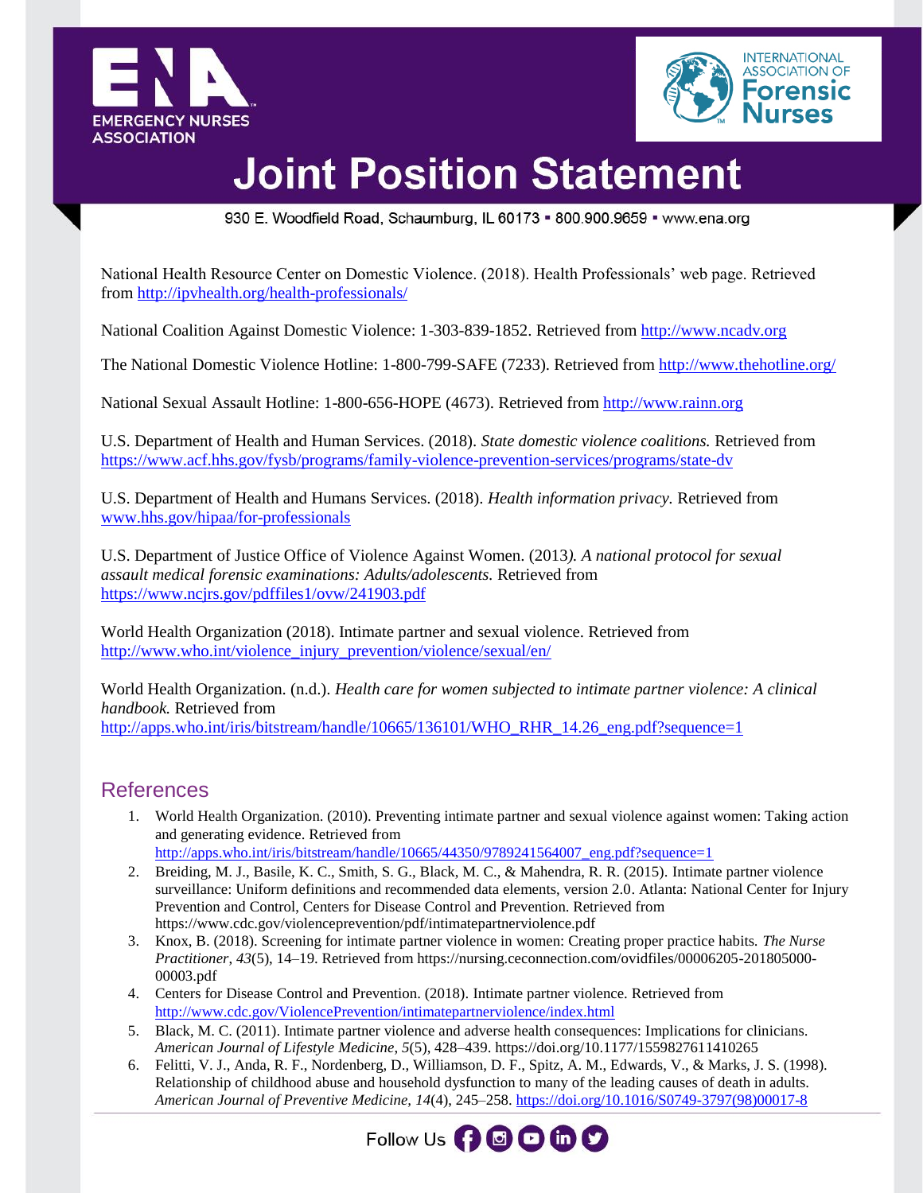National Health Resource Center on Domestic Violence. (2018). Health Professionals' web page. Retrieved from http://ipvhealth.org/health-professionals/

National Coalition Against Domestic Violence: 1-303-839-1852. Retrieved from http://www.ncadv.org

The National Domestic Violence Hotline: 1-800-799-SAFE (7233). Retrieved from http://www.thehotline.org/

National Sexual Assault Hotline: 1-800-656-HOPE (4673). Retrieved from http://www.rainn.org

U.S. Department of Health and Human Services. (2018). *State domestic violence coalitions.* Retrieved from https://www.acf.hhs.gov/fysb/programs/family-violence-prevention-services/programs/state-dv

U.S. Department of Health and Humans Services. (2018). *Health information privacy.* Retrieved from www.hhs.gov/hipaa/for-professionals

U.S. Department of Justice Office of Violence Against Women. (2013*). A national protocol for sexual assault medical forensic examinations: Adults/adolescents.* Retrieved from https://www.ncjrs.gov/pdffiles1/ovw/241903.pdf

World Health Organization (2018). Intimate partner and sexual violence. Retrieved from http://www.who.int/violence_injury_prevention/violence/sexual/en/

World Health Organization. (n.d.). *Health care for women subjected to intimate partner violence: A clinical handbook.* Retrieved from http://apps.who.int/iris/bitstream/handle/10665/136101/WHO_RHR_14.26_eng.pdf?sequence=1

## References

1. World Health Organization. (2010). Preventing intimate partner and sexual violence against women: Taking action and generating evidence. Retrieved from http://apps.who.int/iris/bitstream/handle/10665/44350/9789241564007_eng.pdf?sequence=1
2. Breiding, M. J., Basile, K. C., Smith, S. G., Black, M. C., & Mahendra, R. R. (2015). Intimate partner violence surveillance: Uniform definitions and recommended data elements, version 2.0. Atlanta: National Center for Injury Prevention and Control, Centers for Disease Control and Prevention. Retrieved from https://www.cdc.gov/violenceprevention/pdf/intimatepartnerviolence.pdf
3. Knox, B. (2018). Screening for intimate partner violence in women: Creating proper practice habits. *The Nurse Practitioner*, *43*(5), 14–19. Retrieved from https://nursing.ceconnection.com/ovidfiles/00006205-201805000-00003.pdf
4. Centers for Disease Control and Prevention. (2018). Intimate partner violence. Retrieved from http://www.cdc.gov/ViolencePrevention/intimatepartnerviolence/index.html
5. Black, M. C. (2011). Intimate partner violence and adverse health consequences: Implications for clinicians. *American Journal of Lifestyle Medicine*, *5*(5), 428–439. https://doi.org/10.1177/1559827611410265
6. Felitti, V. J., Anda, R. F., Nordenberg, D., Williamson, D. F., Spitz, A. M., Edwards, V., & Marks, J. S. (1998). Relationship of childhood abuse and household dysfunction to many of the leading causes of death in adults. *American Journal of Preventive Medicine, 14*(4), 245–258. https://doi.org/10.1016/S0749-3797(98)00017-8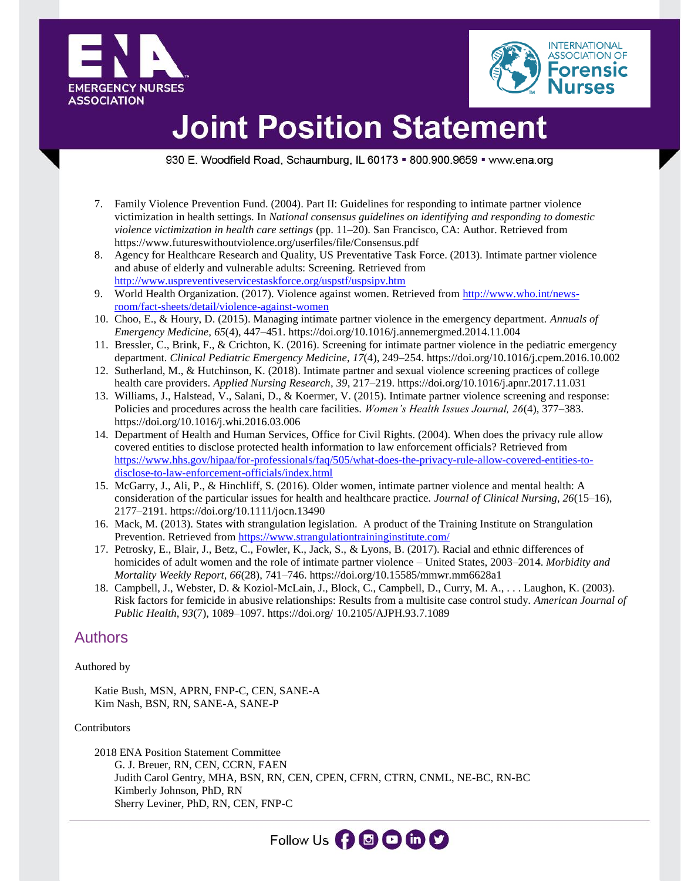7. Family Violence Prevention Fund. (2004). Part II: Guidelines for responding to intimate partner violence victimization in health settings. In *National consensus guidelines on identifying and responding to domestic violence victimization in health care settings* (pp. 11–20). San Francisco, CA: Author. Retrieved from https://www.futureswithoutviolence.org/userfiles/file/Consensus.pdf
8. Agency for Healthcare Research and Quality, US Preventative Task Force. (2013). Intimate partner violence and abuse of elderly and vulnerable adults: Screening. Retrieved from http://www.uspreventiveservicestaskforce.org/uspstf/uspsipv.htm
9. World Health Organization. (2017). Violence against women. Retrieved from http://www.who.int/news-room/fact-sheets/detail/violence-against-women
10. Choo, E., & Houry, D. (2015). Managing intimate partner violence in the emergency department. *Annuals of Emergency Medicine, 65*(4), 447–451. https://doi.org/10.1016/j.annemergmed.2014.11.004
11. Bressler, C., Brink, F., & Crichton, K. (2016). Screening for intimate partner violence in the pediatric emergency department. *Clinical Pediatric Emergency Medicine, 17*(4), 249–254. https://doi.org/10.1016/j.cpem.2016.10.002
12. Sutherland, M., & Hutchinson, K. (2018). Intimate partner and sexual violence screening practices of college health care providers. *Applied Nursing Research, 39*, 217–219. https://doi.org/10.1016/j.apnr.2017.11.031
13. Williams, J., Halstead, V., Salani, D., & Koermer, V. (2015). Intimate partner violence screening and response: Policies and procedures across the health care facilities. *Women's Health Issues Journal, 26*(4), 377–383. https://doi.org/10.1016/j.whi.2016.03.006
14. Department of Health and Human Services, Office for Civil Rights. (2004). When does the privacy rule allow covered entities to disclose protected health information to law enforcement officials? Retrieved from https://www.hhs.gov/hipaa/for-professionals/faq/505/what-does-the-privacy-rule-allow-covered-entities-to-disclose-to-law-enforcement-officials/index.html
15. McGarry, J., Ali, P., & Hinchliff, S. (2016). Older women, intimate partner violence and mental health: A consideration of the particular issues for health and healthcare practice. *Journal of Clinical Nursing, 26*(15–16), 2177–2191. https://doi.org/10.1111/jocn.13490
16. Mack, M. (2013). States with strangulation legislation. A product of the Training Institute on Strangulation Prevention. Retrieved from https://www.strangulationtraininginstitute.com/
17. Petrosky, E., Blair, J., Betz, C., Fowler, K., Jack, S., & Lyons, B. (2017). Racial and ethnic differences of homicides of adult women and the role of intimate partner violence – United States, 2003–2014. *Morbidity and Mortality Weekly Report, 66*(28), 741–746. https://doi.org/10.15585/mmwr.mm6628a1
18. Campbell, J., Webster, D. & Koziol-McLain, J., Block, C., Campbell, D., Curry, M. A., . . . Laughon, K. (2003). Risk factors for femicide in abusive relationships: Results from a multisite case control study. *American Journal of Public Health, 93*(7), 1089–1097. https://doi.org/ 10.2105/AJPH.93.7.1089

## Authors

Authored by

Katie Bush, MSN, APRN, FNP-C, CEN, SANE-A
Kim Nash, BSN, RN, SANE-A, SANE-P

Contributors

2018 ENA Position Statement Committee
G. J. Breuer, RN, CEN, CCRN, FAEN
Judith Carol Gentry, MHA, BSN, RN, CEN, CPEN, CFRN, CTRN, CNML, NE-BC, RN-BC
Kimberly Johnson, PhD, RN
Sherry Leviner, PhD, RN, CEN, FNP-C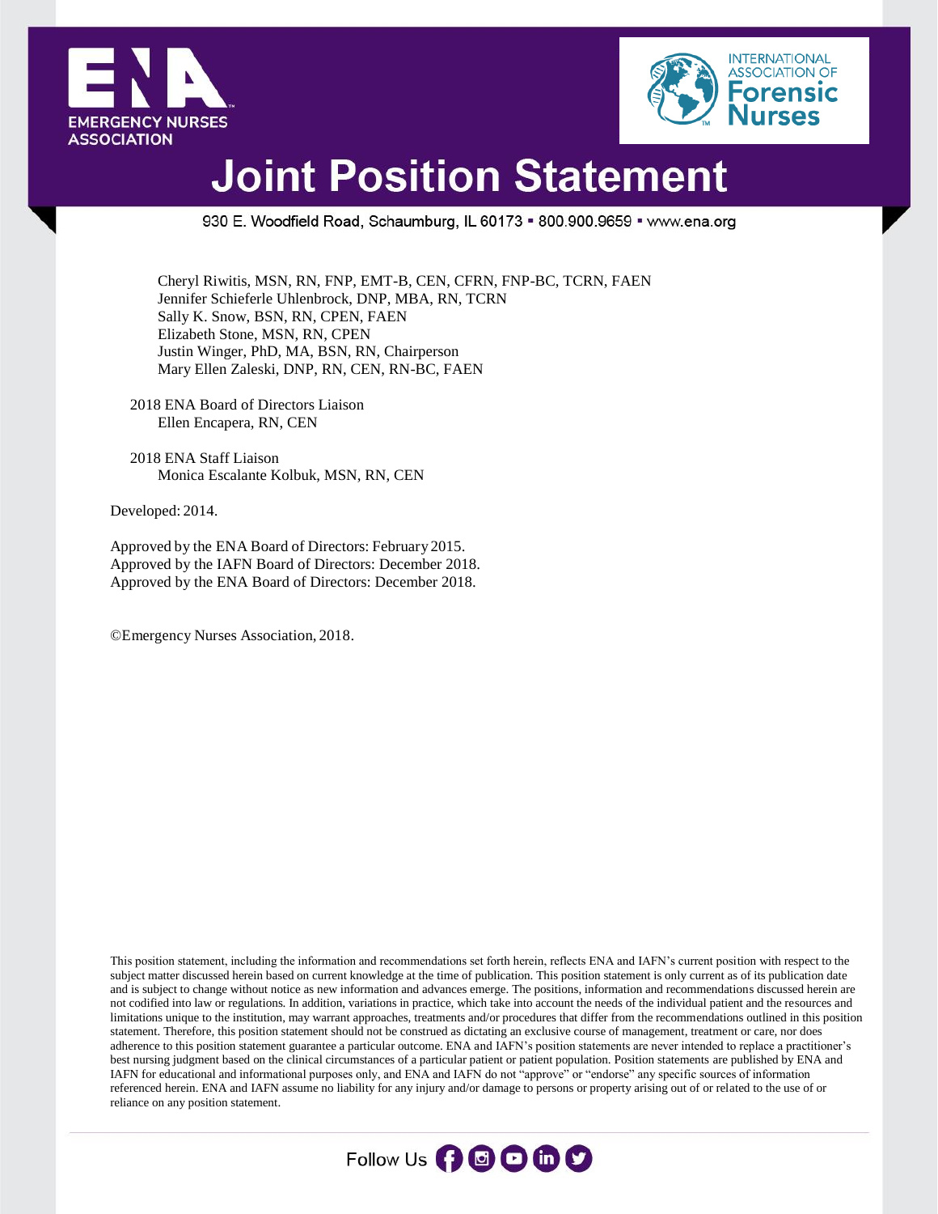Cheryl Riwitis, MSN, RN, FNP, EMT-B, CEN, CFRN, FNP-BC, TCRN, FAEN
Jennifer Schieferle Uhlenbrock, DNP, MBA, RN, TCRN
Sally K. Snow, BSN, RN, CPEN, FAEN
Elizabeth Stone, MSN, RN, CPEN
Justin Winger, PhD, MA, BSN, RN, Chairperson
Mary Ellen Zaleski, DNP, RN, CEN, RN-BC, FAEN

2018 ENA Board of Directors Liaison
Ellen Encapera, RN, CEN

2018 ENA Staff Liaison
Monica Escalante Kolbuk, MSN, RN, CEN

Developed: 2014.

Approved by the ENA Board of Directors: February 2015.
Approved by the IAFN Board of Directors: December 2018.
Approved by the ENA Board of Directors: December 2018.

©Emergency Nurses Association, 2018.

This position statement, including the information and recommendations set forth herein, reflects ENA and IAFN's current position with respect to the subject matter discussed herein based on current knowledge at the time of publication. This position statement is only current as of its publication date and is subject to change without notice as new information and advances emerge. The positions, information and recommendations discussed herein are not codified into law or regulations. In addition, variations in practice, which take into account the needs of the individual patient and the resources and limitations unique to the institution, may warrant approaches, treatments and/or procedures that differ from the recommendations outlined in this position statement. Therefore, this position statement should not be construed as dictating an exclusive course of management, treatment or care, nor does adherence to this position statement guarantee a particular outcome. ENA and IAFN's position statements are never intended to replace a practitioner's best nursing judgment based on the clinical circumstances of a particular patient or patient population. Position statements are published by ENA and IAFN for educational and informational purposes only, and ENA and IAFN do not "approve" or "endorse" any specific sources of information referenced herein. ENA and IAFN assume no liability for any injury and/or damage to persons or property arising out of or related to the use of or reliance on any position statement.